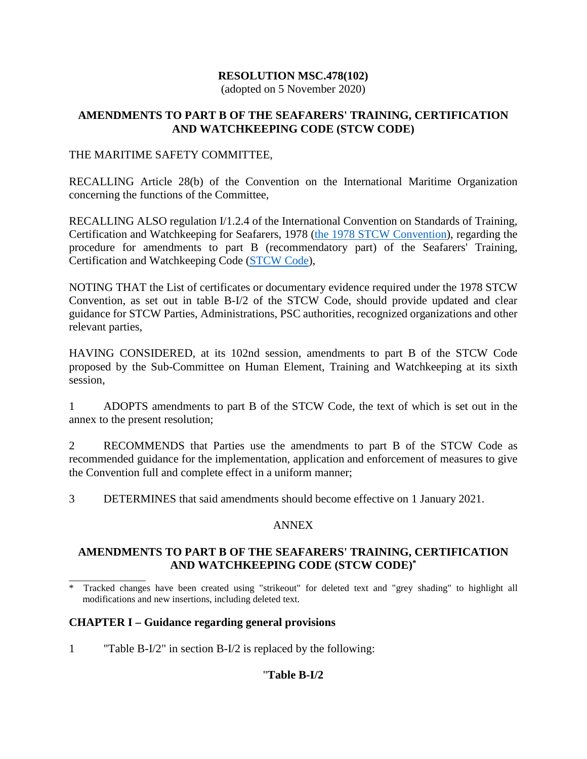**RESOLUTION MSC.478(102)**
(adopted on 5 November 2020)

**AMENDMENTS TO PART B OF THE SEAFARERS' TRAINING, CERTIFICATION AND WATCHKEEPING CODE (STCW CODE)**

THE MARITIME SAFETY COMMITTEE,

RECALLING Article 28(b) of the Convention on the International Maritime Organization concerning the functions of the Committee,

RECALLING ALSO regulation I/1.2.4 of the International Convention on Standards of Training, Certification and Watchkeeping for Seafarers, 1978 (the 1978 STCW Convention), regarding the procedure for amendments to part B (recommendatory part) of the Seafarers' Training, Certification and Watchkeeping Code (STCW Code),

NOTING THAT the List of certificates or documentary evidence required under the 1978 STCW Convention, as set out in table B-I/2 of the STCW Code, should provide updated and clear guidance for STCW Parties, Administrations, PSC authorities, recognized organizations and other relevant parties,

HAVING CONSIDERED, at its 102nd session, amendments to part B of the STCW Code proposed by the Sub-Committee on Human Element, Training and Watchkeeping at its sixth session,

1 ADOPTS amendments to part B of the STCW Code, the text of which is set out in the annex to the present resolution;

2 RECOMMENDS that Parties use the amendments to part B of the STCW Code as recommended guidance for the implementation, application and enforcement of measures to give the Convention full and complete effect in a uniform manner;

3 DETERMINES that said amendments should become effective on 1 January 2021.

ANNEX

**AMENDMENTS TO PART B OF THE SEAFARERS' TRAINING, CERTIFICATION AND WATCHKEEPING CODE (STCW CODE)***

\* Tracked changes have been created using "strikeout" for deleted text and "grey shading" to highlight all modifications and new insertions, including deleted text.

## CHAPTER I – Guidance regarding general provisions

1 "Table B-I/2" in section B-I/2 is replaced by the following:

"**Table B-I/2**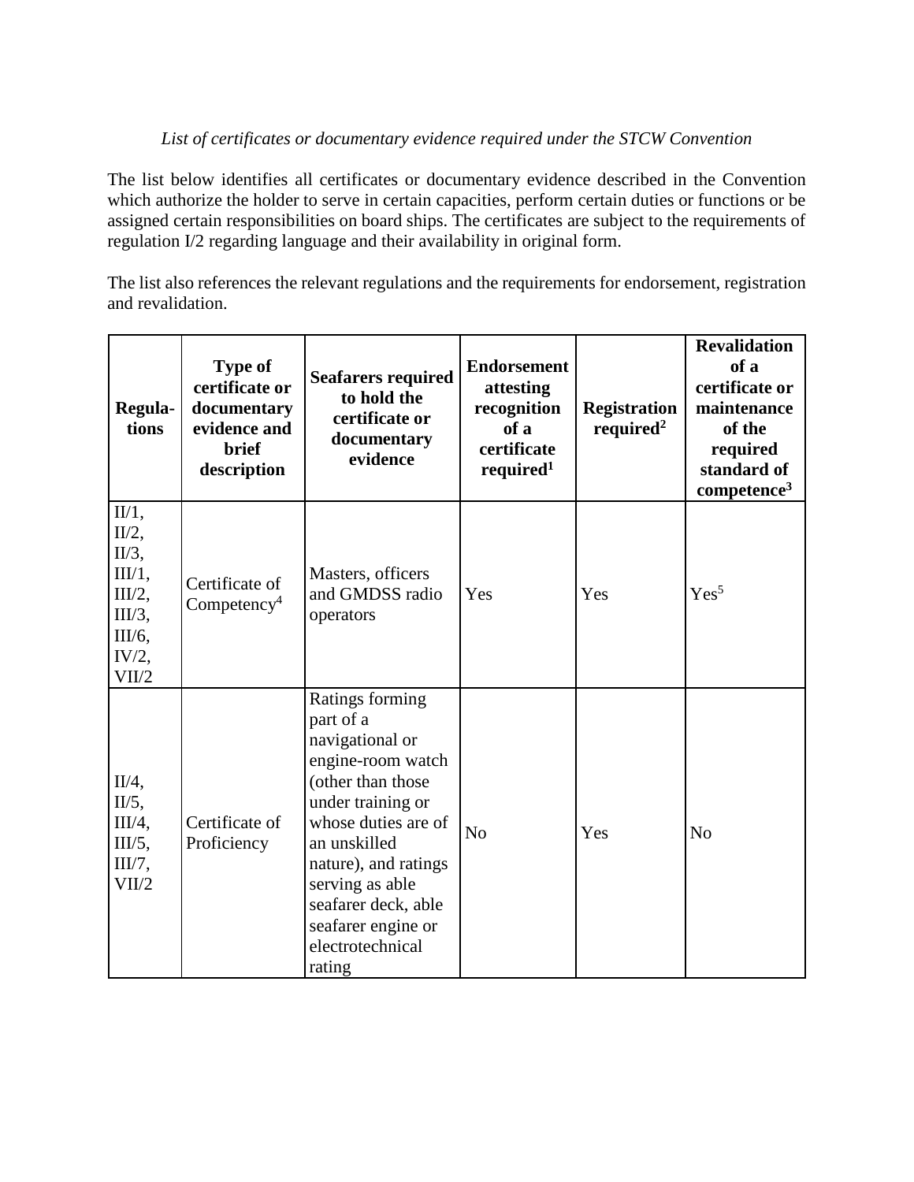*List of certificates or documentary evidence required under the STCW Convention*

The list below identifies all certificates or documentary evidence described in the Convention which authorize the holder to serve in certain capacities, perform certain duties or functions or be assigned certain responsibilities on board ships. The certificates are subject to the requirements of regulation I/2 regarding language and their availability in original form.

The list also references the relevant regulations and the requirements for endorsement, registration and revalidation.

| **Regula-tions** | **Type of certificate or documentary evidence and brief description** | **Seafarers required to hold the certificate or documentary evidence** | **Endorsement attesting recognition of a certificate required[1]** | **Registration required[2]** | **Revalidation of a certificate or maintenance of the required standard of competence[3]** |
|---|---|---|---|---|---|
| II/1, II/2, II/3, III/1, III/2, III/3, III/6, IV/2, VII/2 | Certificate of Competency[4] | Masters, officers and GMDSS radio operators | Yes | Yes | Yes[5] |
| II/4, II/5, III/4, III/5, III/7, VII/2 | Certificate of Proficiency | Ratings forming part of a navigational or engine-room watch (other than those under training or whose duties are of an unskilled nature), and ratings serving as able seafarer deck, able seafarer engine or electrotechnical rating | No | Yes | No |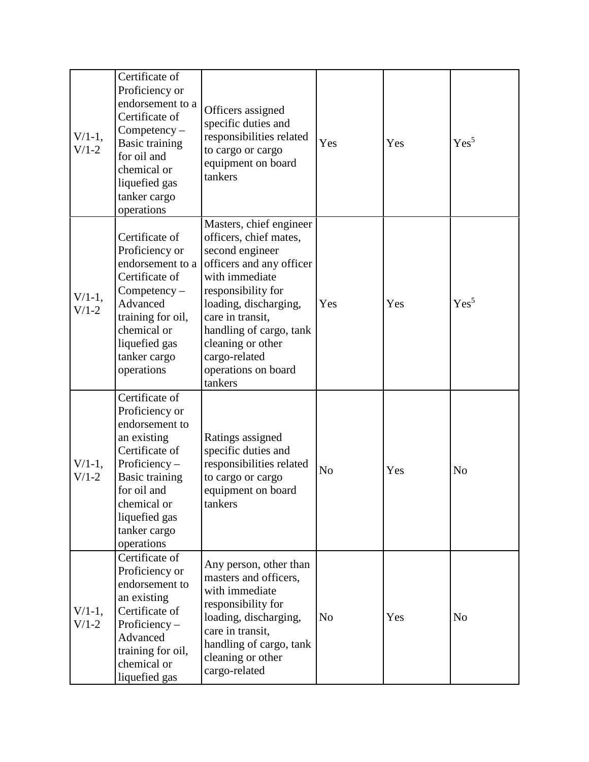| V/1-1, V/1-2 | Certificate of Proficiency or endorsement to a Certificate of Competency – Basic training for oil and chemical or liquefied gas tanker cargo operations | Officers assigned specific duties and responsibilities related to cargo or cargo equipment on board tankers | Yes | Yes | Yes[5] |
|---|---|---|---|---|---|
| V/1-1, V/1-2 | Certificate of Proficiency or endorsement to a Certificate of Competency – Advanced training for oil, chemical or liquefied gas tanker cargo operations | Masters, chief engineer officers, chief mates, second engineer officers and any officer with immediate responsibility for loading, discharging, care in transit, handling of cargo, tank cleaning or other cargo-related operations on board tankers | Yes | Yes | Yes[5] |
| V/1-1, V/1-2 | Certificate of Proficiency or endorsement to an existing Certificate of Proficiency – Basic training for oil and chemical or liquefied gas tanker cargo operations | Ratings assigned specific duties and responsibilities related to cargo or cargo equipment on board tankers | No | Yes | No |
| V/1-1, V/1-2 | Certificate of Proficiency or endorsement to an existing Certificate of Proficiency – Advanced training for oil, chemical or liquefied gas | Any person, other than masters and officers, with immediate responsibility for loading, discharging, care in transit, handling of cargo, tank cleaning or other cargo-related | No | Yes | No |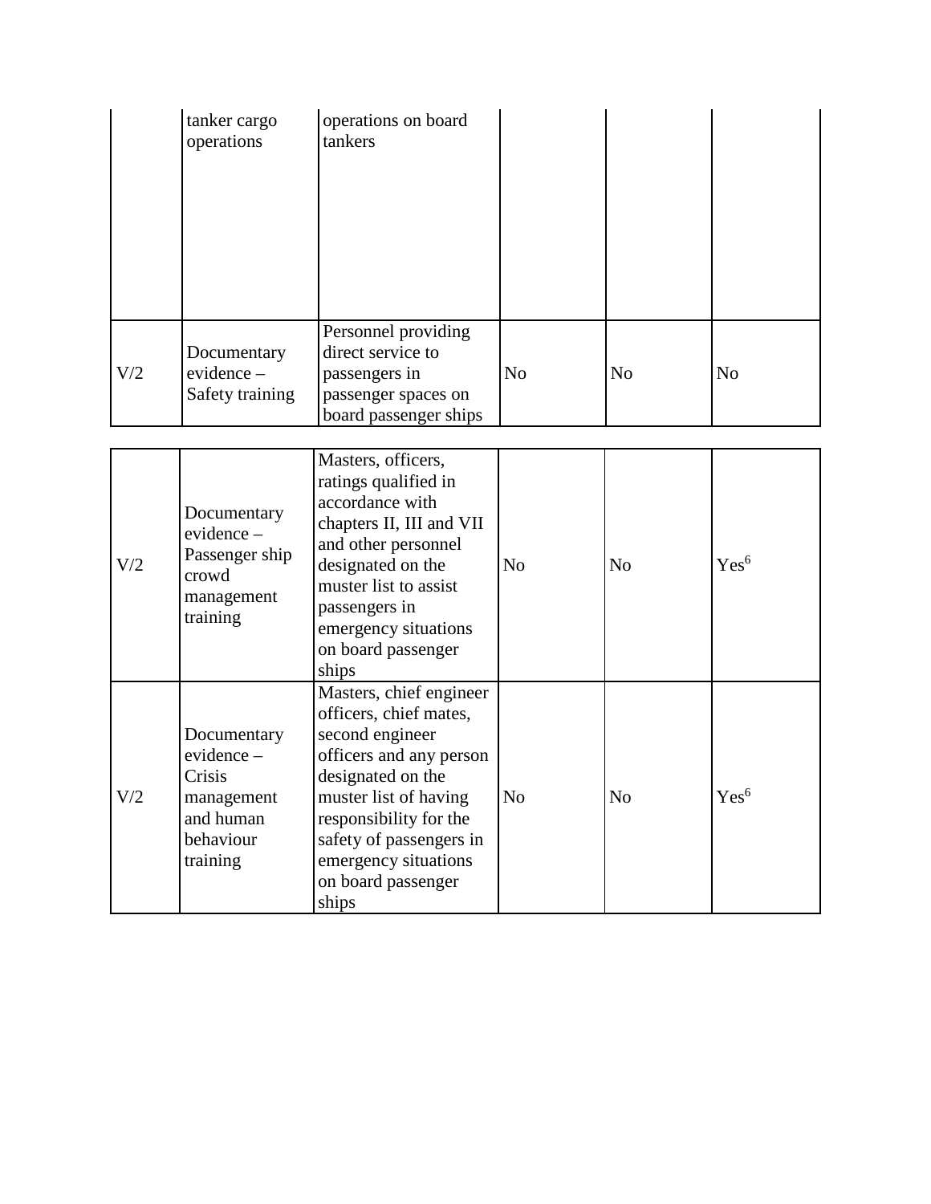| | | | | | |
|---|---|---|---|---|---|
| | tanker cargo operations | operations on board tankers | | | |
| V/2 | Documentary evidence – Safety training | Personnel providing direct service to passengers in passenger spaces on board passenger ships | No | No | No |
| V/2 | Documentary evidence – Passenger ship crowd management training | Masters, officers, ratings qualified in accordance with chapters II, III and VII and other personnel designated on the muster list to assist passengers in emergency situations on board passenger ships | No | No | Yes[6] |
| V/2 | Documentary evidence – Crisis management and human behaviour training | Masters, chief engineer officers, chief mates, second engineer officers and any person designated on the muster list of having responsibility for the safety of passengers in emergency situations on board passenger ships | No | No | Yes[6] |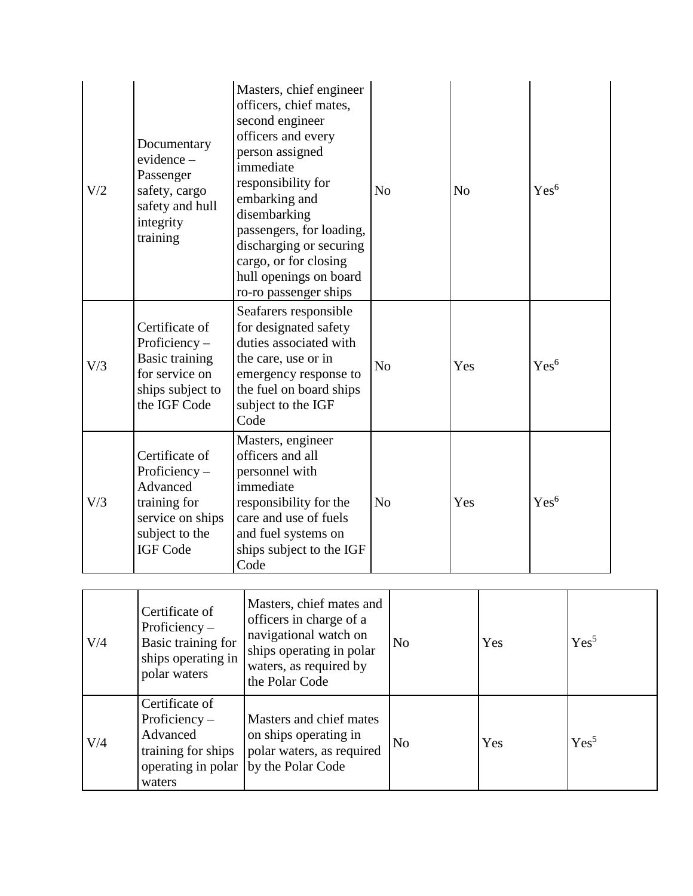| | | | | | |
|---|---|---|---|---|---|
| V/2 | Documentary evidence – Passenger safety, cargo safety and hull integrity training | Masters, chief engineer officers, chief mates, second engineer officers and every person assigned immediate responsibility for embarking and disembarking passengers, for loading, discharging or securing cargo, or for closing hull openings on board ro-ro passenger ships | No | No | Yes[6] |
| V/3 | Certificate of Proficiency – Basic training for service on ships subject to the IGF Code | Seafarers responsible for designated safety duties associated with the care, use or in emergency response to the fuel on board ships subject to the IGF Code | No | Yes | Yes[6] |
| V/3 | Certificate of Proficiency – Advanced training for service on ships subject to the IGF Code | Masters, engineer officers and all personnel with immediate responsibility for the care and use of fuels and fuel systems on ships subject to the IGF Code | No | Yes | Yes[6] |
| V/4 | Certificate of Proficiency – Basic training for ships operating in polar waters | Masters, chief mates and officers in charge of a navigational watch on ships operating in polar waters, as required by the Polar Code | No | Yes | Yes[5] |
| V/4 | Certificate of Proficiency – Advanced training for ships operating in polar waters | Masters and chief mates on ships operating in polar waters, as required by the Polar Code | No | Yes | Yes[5] |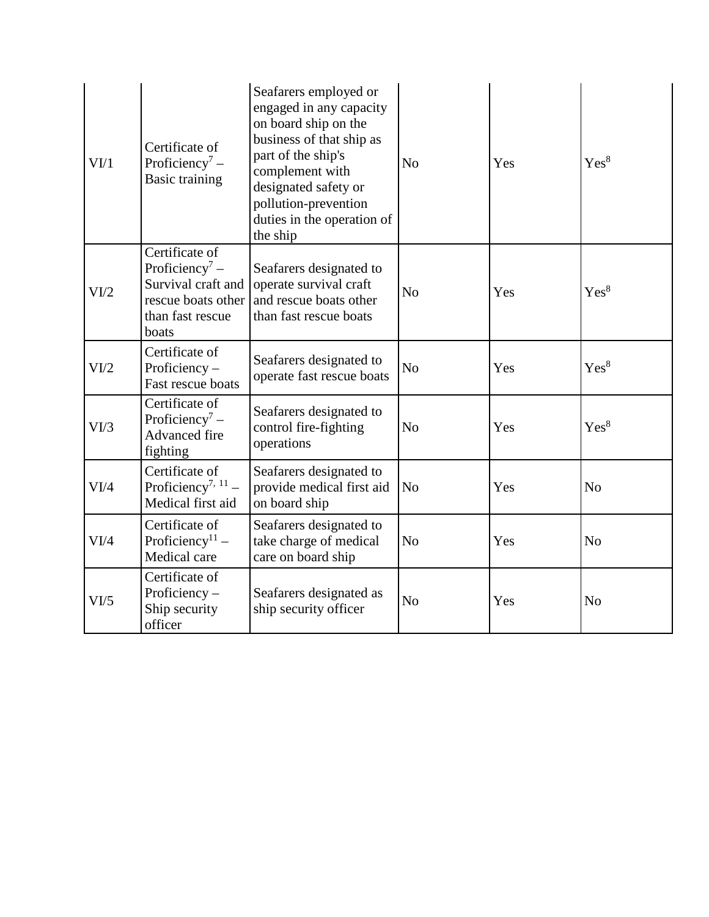| | | | | | |
|---|---|---|---|---|---|
| VI/1 | Certificate of Proficiency[7] – Basic training | Seafarers employed or engaged in any capacity on board ship on the business of that ship as part of the ship's complement with designated safety or pollution-prevention duties in the operation of the ship | No | Yes | Yes[8] |
| VI/2 | Certificate of Proficiency[7] – Survival craft and rescue boats other than fast rescue boats | Seafarers designated to operate survival craft and rescue boats other than fast rescue boats | No | Yes | Yes[8] |
| VI/2 | Certificate of Proficiency – Fast rescue boats | Seafarers designated to operate fast rescue boats | No | Yes | Yes[8] |
| VI/3 | Certificate of Proficiency[7] – Advanced fire fighting | Seafarers designated to control fire-fighting operations | No | Yes | Yes[8] |
| VI/4 | Certificate of Proficiency[7, 11] – Medical first aid | Seafarers designated to provide medical first aid on board ship | No | Yes | No |
| VI/4 | Certificate of Proficiency[11] – Medical care | Seafarers designated to take charge of medical care on board ship | No | Yes | No |
| VI/5 | Certificate of Proficiency – Ship security officer | Seafarers designated as ship security officer | No | Yes | No |